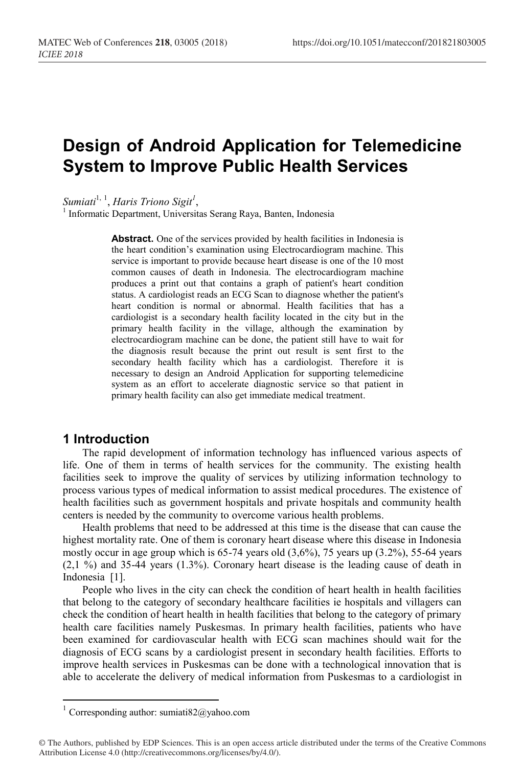# Design of Android Application for Telemedicine System to Improve Public Health Services

*Sumiati*[1, 1], *Haris Triono Sigit*[1],

[1] Informatic Department, Universitas Serang Raya, Banten, Indonesia

**Abstract.** One of the services provided by health facilities in Indonesia is the heart condition's examination using Electrocardiogram machine. This service is important to provide because heart disease is one of the 10 most common causes of death in Indonesia. The electrocardiogram machine produces a print out that contains a graph of patient's heart condition status. A cardiologist reads an ECG Scan to diagnose whether the patient's heart condition is normal or abnormal. Health facilities that has a cardiologist is a secondary health facility located in the city but in the primary health facility in the village, although the examination by electrocardiogram machine can be done, the patient still have to wait for the diagnosis result because the print out result is sent first to the secondary health facility which has a cardiologist. Therefore it is necessary to design an Android Application for supporting telemedicine system as an effort to accelerate diagnostic service so that patient in primary health facility can also get immediate medical treatment.

## 1 Introduction

The rapid development of information technology has influenced various aspects of life. One of them in terms of health services for the community. The existing health facilities seek to improve the quality of services by utilizing information technology to process various types of medical information to assist medical procedures. The existence of health facilities such as government hospitals and private hospitals and community health centers is needed by the community to overcome various health problems.

Health problems that need to be addressed at this time is the disease that can cause the highest mortality rate. One of them is coronary heart disease where this disease in Indonesia mostly occur in age group which is 65-74 years old (3,6%), 75 years up (3.2%), 55-64 years (2,1 %) and 35-44 years (1.3%). Coronary heart disease is the leading cause of death in Indonesia [1].

People who lives in the city can check the condition of heart health in health facilities that belong to the category of secondary healthcare facilities ie hospitals and villagers can check the condition of heart health in health facilities that belong to the category of primary health care facilities namely Puskesmas. In primary health facilities, patients who have been examined for cardiovascular health with ECG scan machines should wait for the diagnosis of ECG scans by a cardiologist present in secondary health facilities. Efforts to improve health services in Puskesmas can be done with a technological innovation that is able to accelerate the delivery of medical information from Puskesmas to a cardiologist in

[1] Corresponding author: sumiati82@yahoo.com

© The Authors, published by EDP Sciences. This is an open access article distributed under the terms of the Creative Commons Attribution License 4.0 (http://creativecommons.org/licenses/by/4.0/).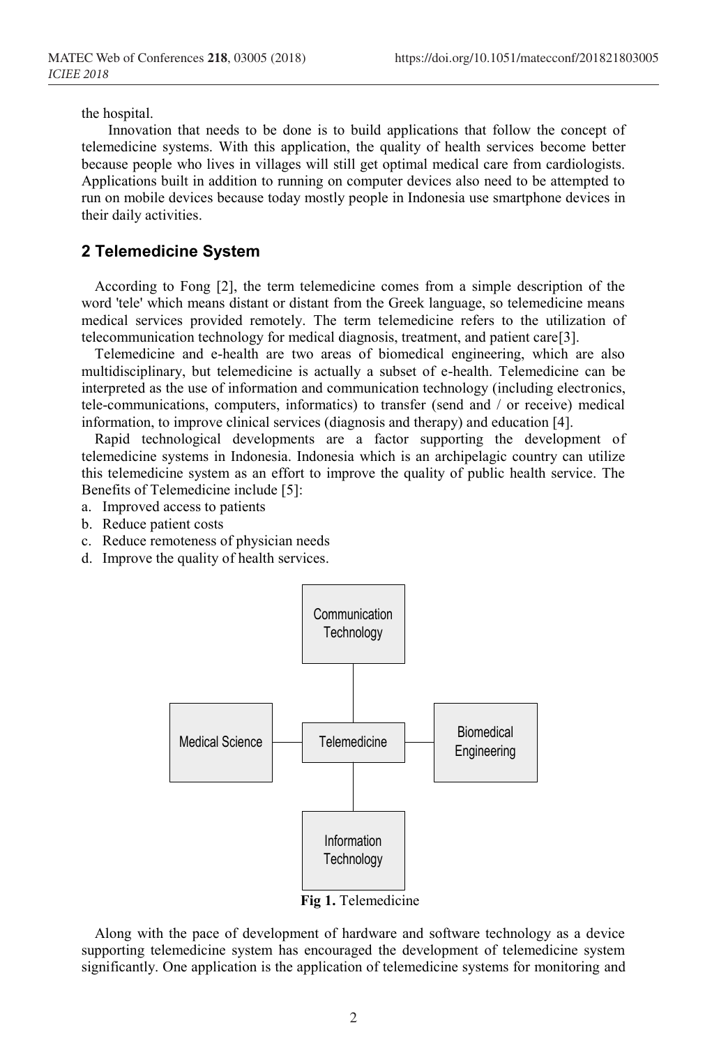the hospital.

Innovation that needs to be done is to build applications that follow the concept of telemedicine systems. With this application, the quality of health services become better because people who lives in villages will still get optimal medical care from cardiologists. Applications built in addition to running on computer devices also need to be attempted to run on mobile devices because today mostly people in Indonesia use smartphone devices in their daily activities.

## 2 Telemedicine System

According to Fong [2], the term telemedicine comes from a simple description of the word 'tele' which means distant or distant from the Greek language, so telemedicine means medical services provided remotely. The term telemedicine refers to the utilization of telecommunication technology for medical diagnosis, treatment, and patient care[3].

Telemedicine and e-health are two areas of biomedical engineering, which are also multidisciplinary, but telemedicine is actually a subset of e-health. Telemedicine can be interpreted as the use of information and communication technology (including electronics, tele-communications, computers, informatics) to transfer (send and / or receive) medical information, to improve clinical services (diagnosis and therapy) and education [4].

Rapid technological developments are a factor supporting the development of telemedicine systems in Indonesia. Indonesia which is an archipelagic country can utilize this telemedicine system as an effort to improve the quality of public health service. The Benefits of Telemedicine include [5]:

a. Improved access to patients
b. Reduce patient costs
c. Reduce remoteness of physician needs
d. Improve the quality of health services.

Communication Technology

Medical Science — Telemedicine — Biomedical Engineering

Information Technology

**Fig 1.** Telemedicine

Along with the pace of development of hardware and software technology as a device supporting telemedicine system has encouraged the development of telemedicine system significantly. One application is the application of telemedicine systems for monitoring and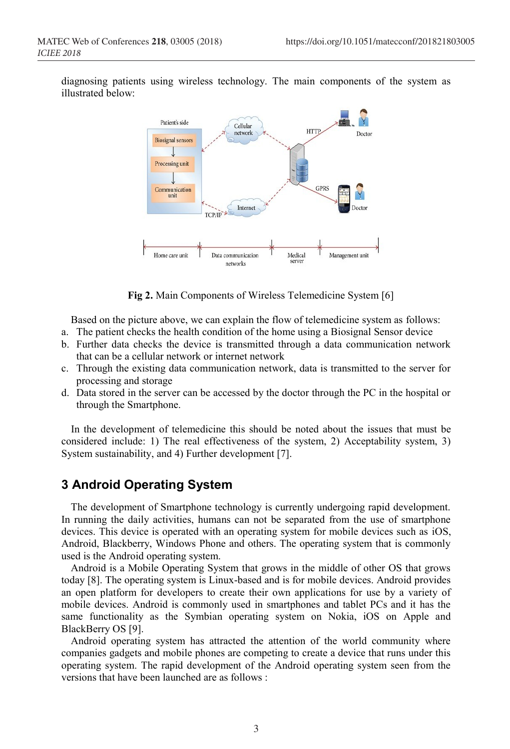diagnosing patients using wireless technology. The main components of the system as illustrated below:

Fig 2. Main Components of Wireless Telemedicine System [6]

Based on the picture above, we can explain the flow of telemedicine system as follows:

a. The patient checks the health condition of the home using a Biosignal Sensor device
b. Further data checks the device is transmitted through a data communication network that can be a cellular network or internet network
c. Through the existing data communication network, data is transmitted to the server for processing and storage
d. Data stored in the server can be accessed by the doctor through the PC in the hospital or through the Smartphone.

In the development of telemedicine this should be noted about the issues that must be considered include: 1) The real effectiveness of the system, 2) Acceptability system, 3) System sustainability, and 4) Further development [7].

## 3 Android Operating System

The development of Smartphone technology is currently undergoing rapid development. In running the daily activities, humans can not be separated from the use of smartphone devices. This device is operated with an operating system for mobile devices such as iOS, Android, Blackberry, Windows Phone and others. The operating system that is commonly used is the Android operating system.

Android is a Mobile Operating System that grows in the middle of other OS that grows today [8]. The operating system is Linux-based and is for mobile devices. Android provides an open platform for developers to create their own applications for use by a variety of mobile devices. Android is commonly used in smartphones and tablet PCs and it has the same functionality as the Symbian operating system on Nokia, iOS on Apple and BlackBerry OS [9].

Android operating system has attracted the attention of the world community where companies gadgets and mobile phones are competing to create a device that runs under this operating system. The rapid development of the Android operating system seen from the versions that have been launched are as follows :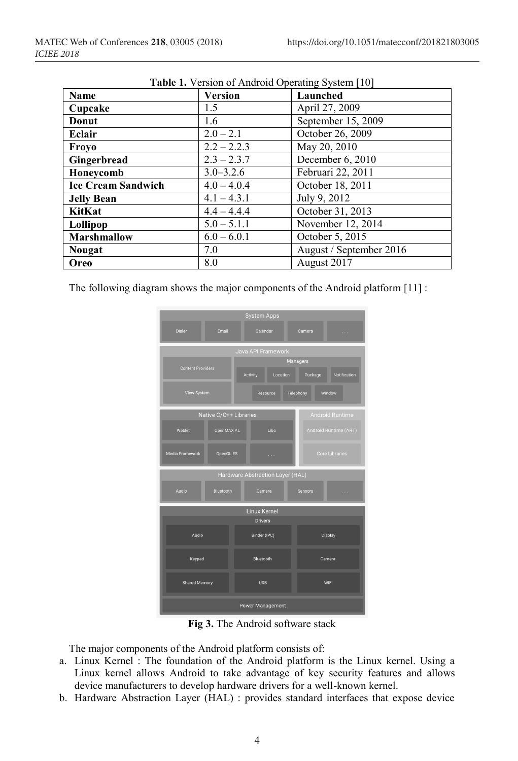**Table 1.** Version of Android Operating System [10]

| Name | Version | Launched |
|---|---|---|
| **Cupcake** | 1.5 | April 27, 2009 |
| **Donut** | 1.6 | September 15, 2009 |
| **Eclair** | 2.0 – 2.1 | October 26, 2009 |
| **Froyo** | 2.2 – 2.2.3 | May 20, 2010 |
| **Gingerbread** | 2.3 – 2.3.7 | December 6, 2010 |
| **Honeycomb** | 3.0–3.2.6 | Februari 22, 2011 |
| **Ice Cream Sandwich** | 4.0 – 4.0.4 | October 18, 2011 |
| **Jelly Bean** | 4.1 – 4.3.1 | July 9, 2012 |
| **KitKat** | 4.4 – 4.4.4 | October 31, 2013 |
| **Lollipop** | 5.0 – 5.1.1 | November 12, 2014 |
| **Marshmallow** | 6.0 – 6.0.1 | October 5, 2015 |
| **Nougat** | 7.0 | August / September 2016 |
| **Oreo** | 8.0 | August 2017 |

The following diagram shows the major components of the Android platform [11] :

**Fig 3.** The Android software stack

The major components of the Android platform consists of:

a. Linux Kernel : The foundation of the Android platform is the Linux kernel. Using a Linux kernel allows Android to take advantage of key security features and allows device manufacturers to develop hardware drivers for a well-known kernel.
b. Hardware Abstraction Layer (HAL) : provides standard interfaces that expose device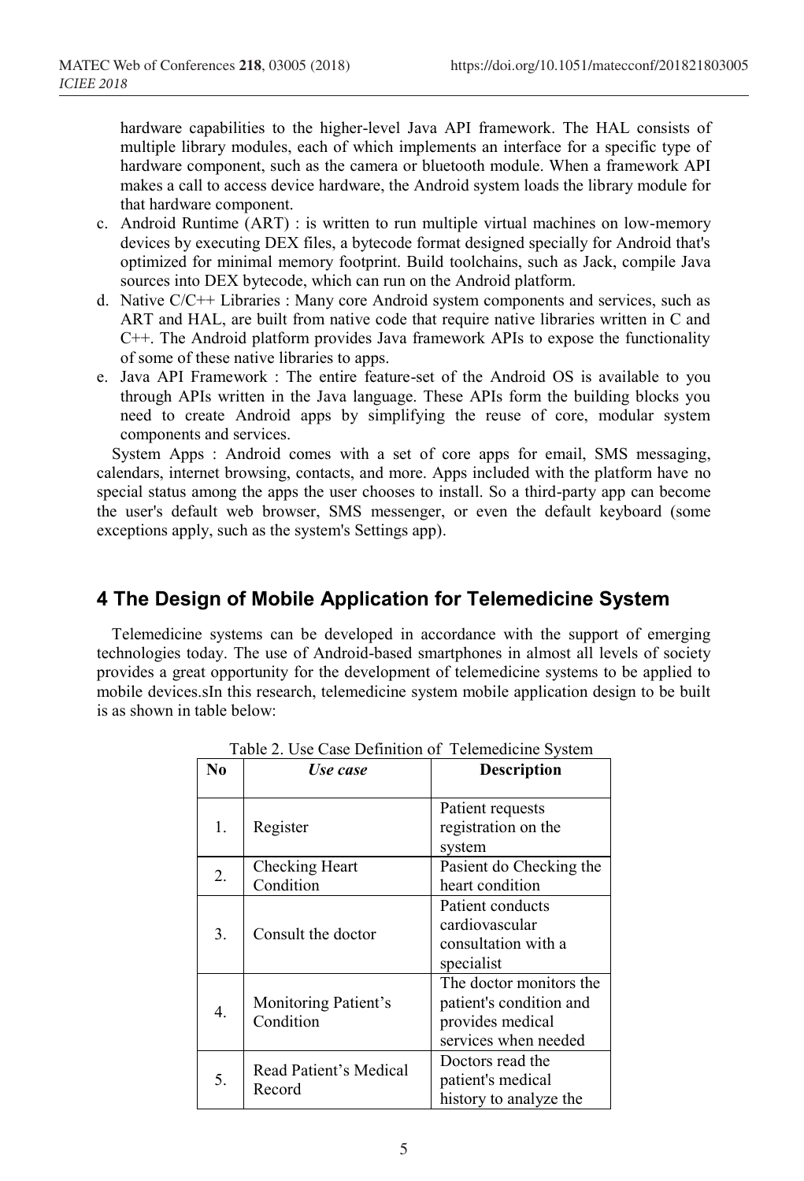hardware capabilities to the higher-level Java API framework. The HAL consists of multiple library modules, each of which implements an interface for a specific type of hardware component, such as the camera or bluetooth module. When a framework API makes a call to access device hardware, the Android system loads the library module for that hardware component.

c. Android Runtime (ART) : is written to run multiple virtual machines on low-memory devices by executing DEX files, a bytecode format designed specially for Android that's optimized for minimal memory footprint. Build toolchains, such as Jack, compile Java sources into DEX bytecode, which can run on the Android platform.
d. Native C/C++ Libraries : Many core Android system components and services, such as ART and HAL, are built from native code that require native libraries written in C and C++. The Android platform provides Java framework APIs to expose the functionality of some of these native libraries to apps.
e. Java API Framework : The entire feature-set of the Android OS is available to you through APIs written in the Java language. These APIs form the building blocks you need to create Android apps by simplifying the reuse of core, modular system components and services.

System Apps : Android comes with a set of core apps for email, SMS messaging, calendars, internet browsing, contacts, and more. Apps included with the platform have no special status among the apps the user chooses to install. So a third-party app can become the user's default web browser, SMS messenger, or even the default keyboard (some exceptions apply, such as the system's Settings app).

## 4 The Design of Mobile Application for Telemedicine System

Telemedicine systems can be developed in accordance with the support of emerging technologies today. The use of Android-based smartphones in almost all levels of society provides a great opportunity for the development of telemedicine systems to be applied to mobile devices.sIn this research, telemedicine system mobile application design to be built is as shown in table below:

Table 2. Use Case Definition of Telemedicine System

| No | *Use case* | Description |
|---|---|---|
| 1. | Register | Patient requests registration on the system |
| 2. | Checking Heart Condition | Pasient do Checking the heart condition |
| 3. | Consult the doctor | Patient conducts cardiovascular consultation with a specialist |
| 4. | Monitoring Patient's Condition | The doctor monitors the patient's condition and provides medical services when needed |
| 5. | Read Patient's Medical Record | Doctors read the patient's medical history to analyze the |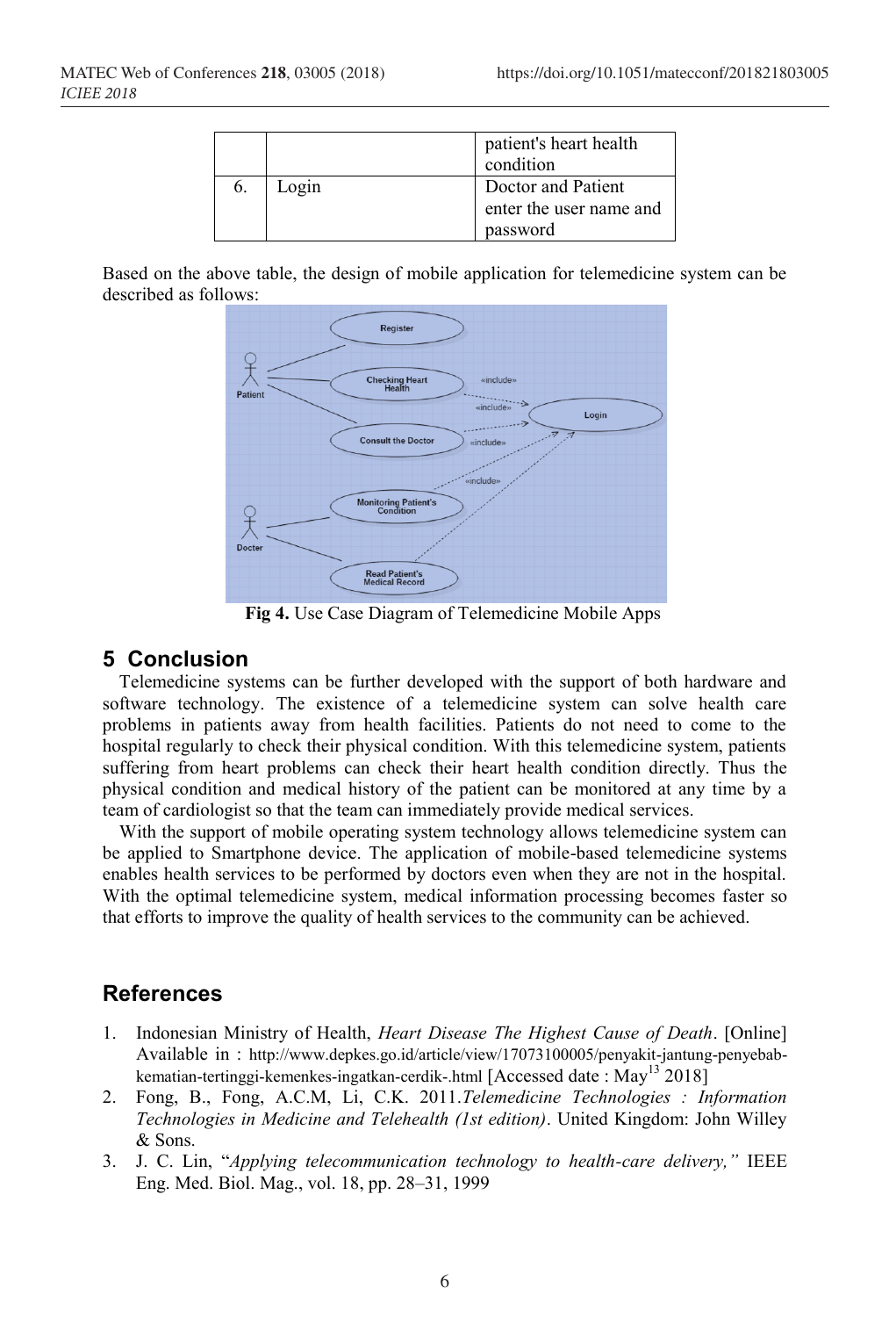|  |  | patient's heart health condition |
| --- | --- | --- |
| 6. | Login | Doctor and Patient enter the user name and password |

Based on the above table, the design of mobile application for telemedicine system can be described as follows:

**Fig 4.** Use Case Diagram of Telemedicine Mobile Apps

## 5 Conclusion

Telemedicine systems can be further developed with the support of both hardware and software technology. The existence of a telemedicine system can solve health care problems in patients away from health facilities. Patients do not need to come to the hospital regularly to check their physical condition. With this telemedicine system, patients suffering from heart problems can check their heart health condition directly. Thus the physical condition and medical history of the patient can be monitored at any time by a team of cardiologist so that the team can immediately provide medical services.

With the support of mobile operating system technology allows telemedicine system can be applied to Smartphone device. The application of mobile-based telemedicine systems enables health services to be performed by doctors even when they are not in the hospital. With the optimal telemedicine system, medical information processing becomes faster so that efforts to improve the quality of health services to the community can be achieved.

## References

1. Indonesian Ministry of Health, *Heart Disease The Highest Cause of Death*. [Online] Available in : http://www.depkes.go.id/article/view/17073100005/penyakit-jantung-penyebab-kematian-tertinggi-kemenkes-ingatkan-cerdik-.html [Accessed date : May[13] 2018]
2. Fong, B., Fong, A.C.M, Li, C.K. 2011.*Telemedicine Technologies : Information Technologies in Medicine and Telehealth (1st edition)*. United Kingdom: John Willey & Sons.
3. J. C. Lin, "*Applying telecommunication technology to health-care delivery,"* IEEE Eng. Med. Biol. Mag., vol. 18, pp. 28–31, 1999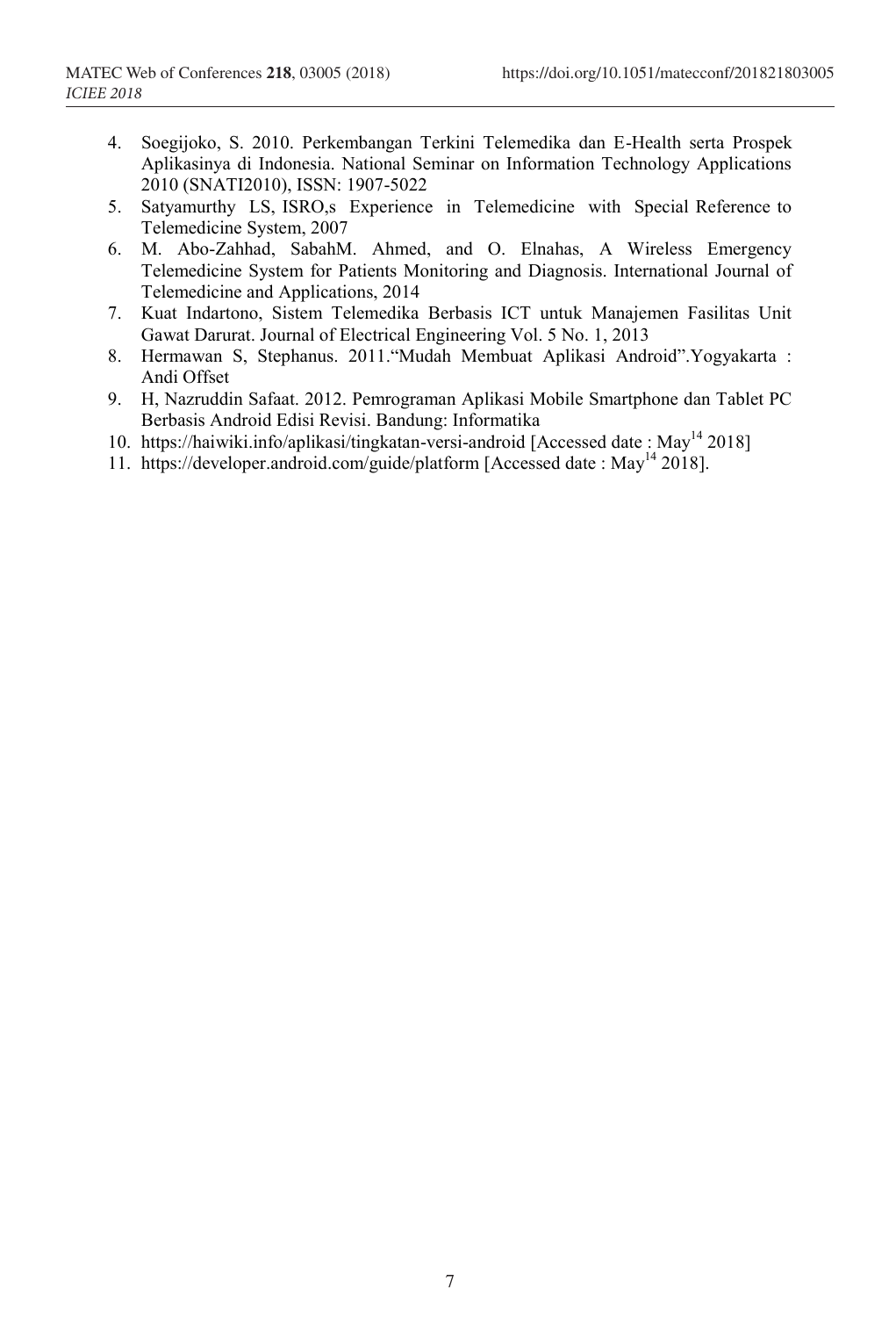4. Soegijoko, S. 2010. Perkembangan Terkini Telemedika dan E-Health serta Prospek Aplikasinya di Indonesia. National Seminar on Information Technology Applications 2010 (SNATI2010), ISSN: 1907-5022
5. Satyamurthy LS, ISRO,s Experience in Telemedicine with Special Reference to Telemedicine System, 2007
6. M. Abo-Zahhad, SabahM. Ahmed, and O. Elnahas, A Wireless Emergency Telemedicine System for Patients Monitoring and Diagnosis. International Journal of Telemedicine and Applications, 2014
7. Kuat Indartono, Sistem Telemedika Berbasis ICT untuk Manajemen Fasilitas Unit Gawat Darurat. Journal of Electrical Engineering Vol. 5 No. 1, 2013
8. Hermawan S, Stephanus. 2011."Mudah Membuat Aplikasi Android".Yogyakarta : Andi Offset
9. H, Nazruddin Safaat. 2012. Pemrograman Aplikasi Mobile Smartphone dan Tablet PC Berbasis Android Edisi Revisi. Bandung: Informatika
10. https://haiwiki.info/aplikasi/tingkatan-versi-android [Accessed date : May[14] 2018]
11. https://developer.android.com/guide/platform [Accessed date : May[14] 2018].